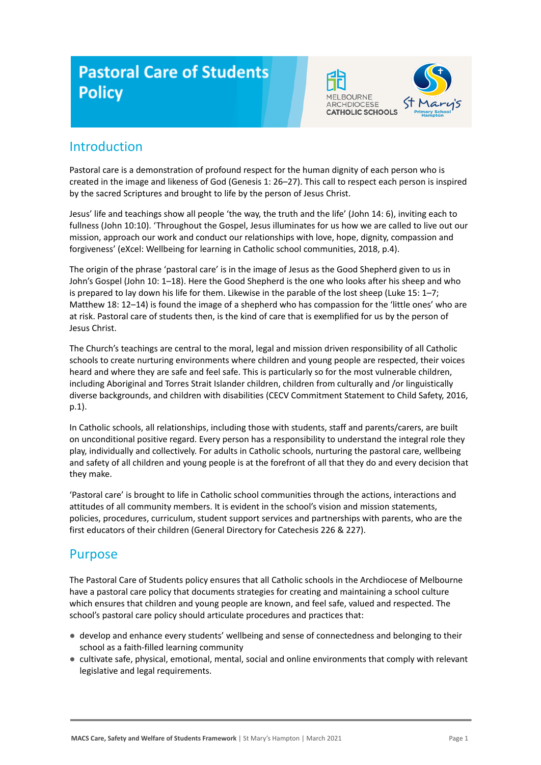# Pastoral Care of Students Policy

## Introduction

Pastoral care is a demonstration of profound respect for the human dignity of each person who is created in the image and likeness of God (Genesis 1: 26–27). This call to respect each person is inspired by the sacred Scriptures and brought to life by the person of Jesus Christ.

Jesus' life and teachings show all people 'the way, the truth and the life' (John 14: 6), inviting each to fullness (John 10:10). 'Throughout the Gospel, Jesus illuminates for us how we are called to live out our mission, approach our work and conduct our relationships with love, hope, dignity, compassion and forgiveness' (eXcel: Wellbeing for learning in Catholic school communities, 2018, p.4).

The origin of the phrase 'pastoral care' is in the image of Jesus as the Good Shepherd given to us in John's Gospel (John 10: 1–18). Here the Good Shepherd is the one who looks after his sheep and who is prepared to lay down his life for them. Likewise in the parable of the lost sheep (Luke 15: 1–7; Matthew 18: 12–14) is found the image of a shepherd who has compassion for the 'little ones' who are at risk. Pastoral care of students then, is the kind of care that is exemplified for us by the person of Jesus Christ.

The Church's teachings are central to the moral, legal and mission driven responsibility of all Catholic schools to create nurturing environments where children and young people are respected, their voices heard and where they are safe and feel safe. This is particularly so for the most vulnerable children, including Aboriginal and Torres Strait Islander children, children from culturally and /or linguistically diverse backgrounds, and children with disabilities (CECV Commitment Statement to Child Safety, 2016, p.1).

In Catholic schools, all relationships, including those with students, staff and parents/carers, are built on unconditional positive regard. Every person has a responsibility to understand the integral role they play, individually and collectively. For adults in Catholic schools, nurturing the pastoral care, wellbeing and safety of all children and young people is at the forefront of all that they do and every decision that they make.

'Pastoral care' is brought to life in Catholic school communities through the actions, interactions and attitudes of all community members. It is evident in the school's vision and mission statements, policies, procedures, curriculum, student support services and partnerships with parents, who are the first educators of their children (General Directory for Catechesis 226 & 227).

## Purpose

The Pastoral Care of Students policy ensures that all Catholic schools in the Archdiocese of Melbourne have a pastoral care policy that documents strategies for creating and maintaining a school culture which ensures that children and young people are known, and feel safe, valued and respected. The school's pastoral care policy should articulate procedures and practices that:

- develop and enhance every students' wellbeing and sense of connectedness and belonging to their school as a faith-filled learning community
- cultivate safe, physical, emotional, mental, social and online environments that comply with relevant legislative and legal requirements.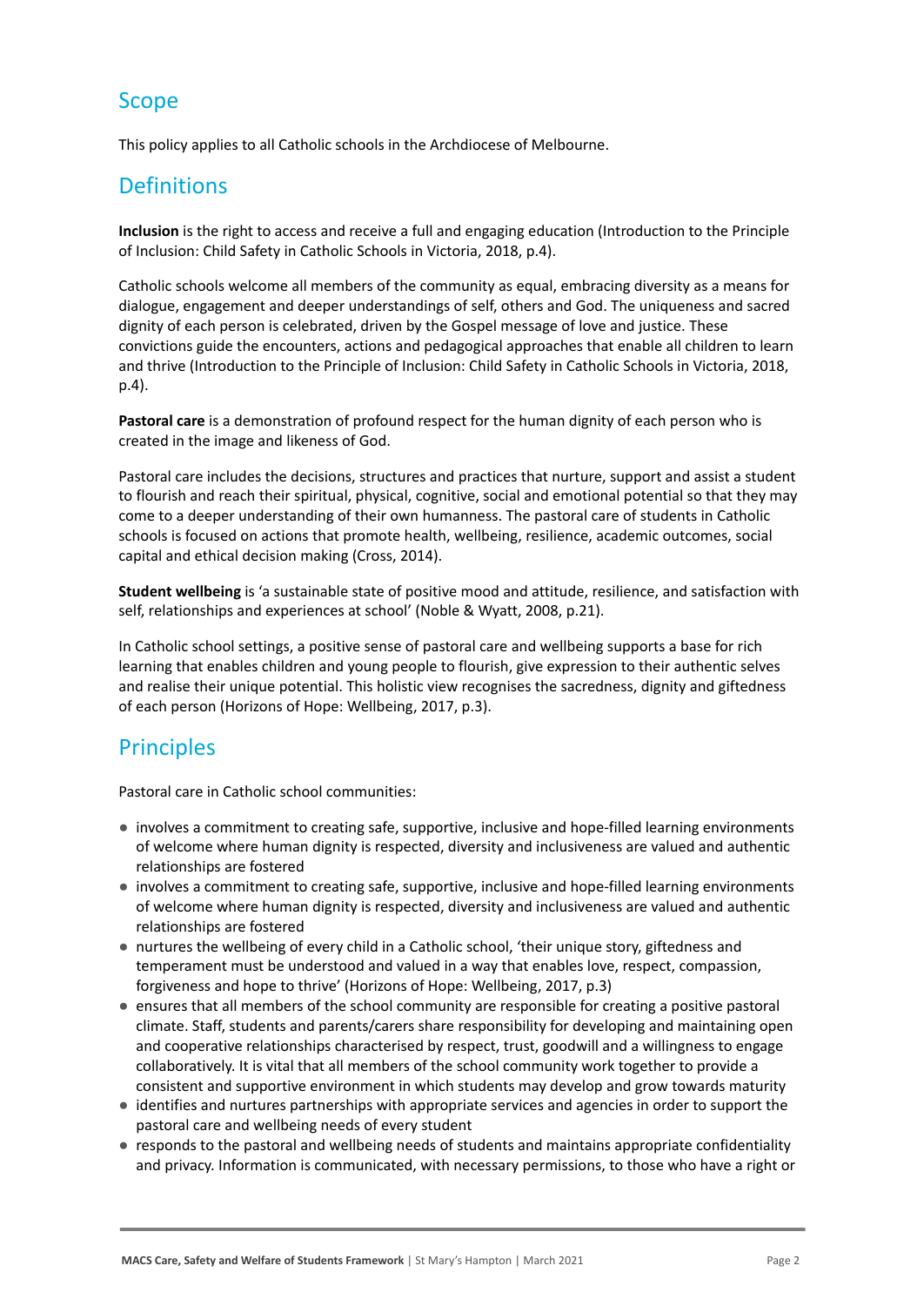## Scope

This policy applies to all Catholic schools in the Archdiocese of Melbourne.

## Definitions

**Inclusion** is the right to access and receive a full and engaging education (Introduction to the Principle of Inclusion: Child Safety in Catholic Schools in Victoria, 2018, p.4).

Catholic schools welcome all members of the community as equal, embracing diversity as a means for dialogue, engagement and deeper understandings of self, others and God. The uniqueness and sacred dignity of each person is celebrated, driven by the Gospel message of love and justice. These convictions guide the encounters, actions and pedagogical approaches that enable all children to learn and thrive (Introduction to the Principle of Inclusion: Child Safety in Catholic Schools in Victoria, 2018, p.4).

**Pastoral care** is a demonstration of profound respect for the human dignity of each person who is created in the image and likeness of God.

Pastoral care includes the decisions, structures and practices that nurture, support and assist a student to flourish and reach their spiritual, physical, cognitive, social and emotional potential so that they may come to a deeper understanding of their own humanness. The pastoral care of students in Catholic schools is focused on actions that promote health, wellbeing, resilience, academic outcomes, social capital and ethical decision making (Cross, 2014).

**Student wellbeing** is 'a sustainable state of positive mood and attitude, resilience, and satisfaction with self, relationships and experiences at school' (Noble & Wyatt, 2008, p.21).

In Catholic school settings, a positive sense of pastoral care and wellbeing supports a base for rich learning that enables children and young people to flourish, give expression to their authentic selves and realise their unique potential. This holistic view recognises the sacredness, dignity and giftedness of each person (Horizons of Hope: Wellbeing, 2017, p.3).

## Principles

Pastoral care in Catholic school communities:

- involves a commitment to creating safe, supportive, inclusive and hope-filled learning environments of welcome where human dignity is respected, diversity and inclusiveness are valued and authentic relationships are fostered
- involves a commitment to creating safe, supportive, inclusive and hope-filled learning environments of welcome where human dignity is respected, diversity and inclusiveness are valued and authentic relationships are fostered
- nurtures the wellbeing of every child in a Catholic school, 'their unique story, giftedness and temperament must be understood and valued in a way that enables love, respect, compassion, forgiveness and hope to thrive' (Horizons of Hope: Wellbeing, 2017, p.3)
- ensures that all members of the school community are responsible for creating a positive pastoral climate. Staff, students and parents/carers share responsibility for developing and maintaining open and cooperative relationships characterised by respect, trust, goodwill and a willingness to engage collaboratively. It is vital that all members of the school community work together to provide a consistent and supportive environment in which students may develop and grow towards maturity
- identifies and nurtures partnerships with appropriate services and agencies in order to support the pastoral care and wellbeing needs of every student
- responds to the pastoral and wellbeing needs of students and maintains appropriate confidentiality and privacy. Information is communicated, with necessary permissions, to those who have a right or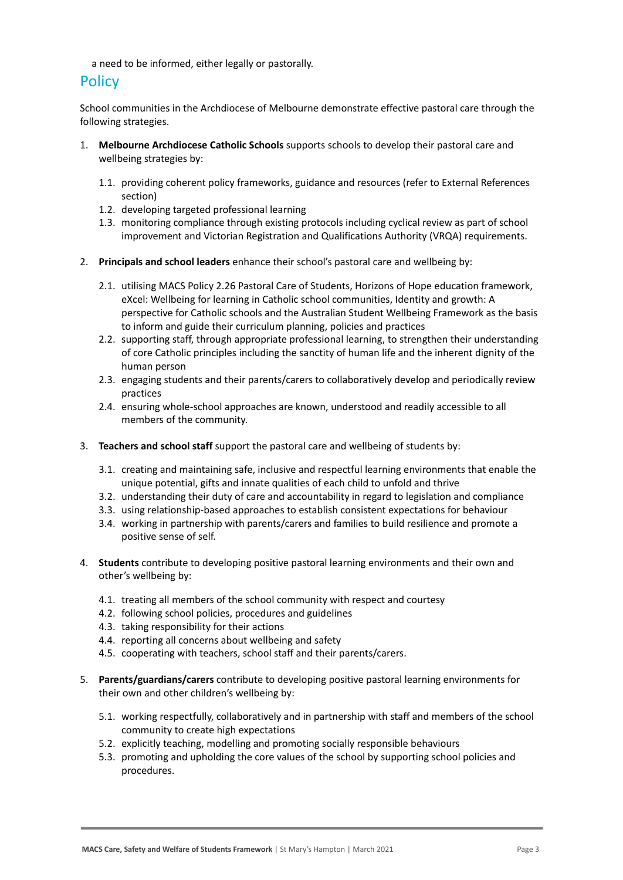a need to be informed, either legally or pastorally.

## Policy

School communities in the Archdiocese of Melbourne demonstrate effective pastoral care through the following strategies.

1. **Melbourne Archdiocese Catholic Schools** supports schools to develop their pastoral care and wellbeing strategies by:

    1.1. providing coherent policy frameworks, guidance and resources (refer to External References section)
    1.2. developing targeted professional learning
    1.3. monitoring compliance through existing protocols including cyclical review as part of school improvement and Victorian Registration and Qualifications Authority (VRQA) requirements.

2. **Principals and school leaders** enhance their school's pastoral care and wellbeing by:

    2.1. utilising MACS Policy 2.26 Pastoral Care of Students, Horizons of Hope education framework, eXcel: Wellbeing for learning in Catholic school communities, Identity and growth: A perspective for Catholic schools and the Australian Student Wellbeing Framework as the basis to inform and guide their curriculum planning, policies and practices
    2.2. supporting staff, through appropriate professional learning, to strengthen their understanding of core Catholic principles including the sanctity of human life and the inherent dignity of the human person
    2.3. engaging students and their parents/carers to collaboratively develop and periodically review practices
    2.4. ensuring whole-school approaches are known, understood and readily accessible to all members of the community.

3. **Teachers and school staff** support the pastoral care and wellbeing of students by:

    3.1. creating and maintaining safe, inclusive and respectful learning environments that enable the unique potential, gifts and innate qualities of each child to unfold and thrive
    3.2. understanding their duty of care and accountability in regard to legislation and compliance
    3.3. using relationship-based approaches to establish consistent expectations for behaviour
    3.4. working in partnership with parents/carers and families to build resilience and promote a positive sense of self.

4. **Students** contribute to developing positive pastoral learning environments and their own and other's wellbeing by:

    4.1. treating all members of the school community with respect and courtesy
    4.2. following school policies, procedures and guidelines
    4.3. taking responsibility for their actions
    4.4. reporting all concerns about wellbeing and safety
    4.5. cooperating with teachers, school staff and their parents/carers.

5. **Parents/guardians/carers** contribute to developing positive pastoral learning environments for their own and other children's wellbeing by:

    5.1. working respectfully, collaboratively and in partnership with staff and members of the school community to create high expectations
    5.2. explicitly teaching, modelling and promoting socially responsible behaviours
    5.3. promoting and upholding the core values of the school by supporting school policies and procedures.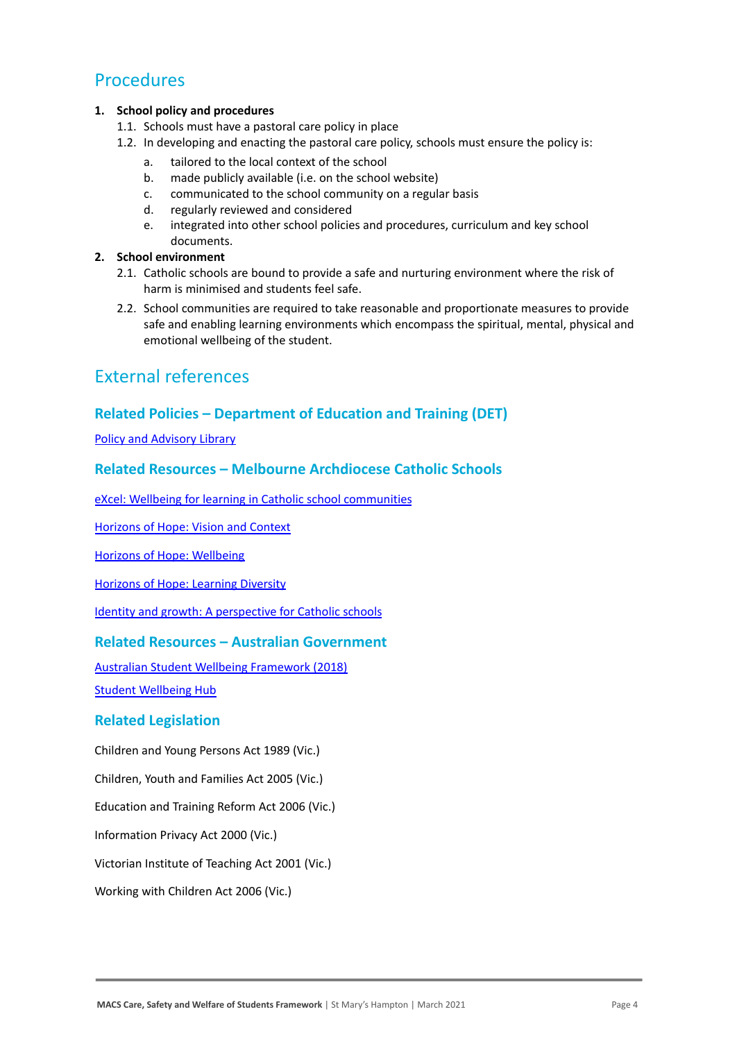## Procedures

1. **School policy and procedures**
   1.1. Schools must have a pastoral care policy in place
   1.2. In developing and enacting the pastoral care policy, schools must ensure the policy is:
      a. tailored to the local context of the school
      b. made publicly available (i.e. on the school website)
      c. communicated to the school community on a regular basis
      d. regularly reviewed and considered
      e. integrated into other school policies and procedures, curriculum and key school documents.
2. **School environment**
   2.1. Catholic schools are bound to provide a safe and nurturing environment where the risk of harm is minimised and students feel safe.
   2.2. School communities are required to take reasonable and proportionate measures to provide safe and enabling learning environments which encompass the spiritual, mental, physical and emotional wellbeing of the student.

## External references

### Related Policies – Department of Education and Training (DET)

Policy and Advisory Library

### Related Resources – Melbourne Archdiocese Catholic Schools

eXcel: Wellbeing for learning in Catholic school communities

Horizons of Hope: Vision and Context

Horizons of Hope: Wellbeing

Horizons of Hope: Learning Diversity

Identity and growth: A perspective for Catholic schools

### Related Resources – Australian Government

Australian Student Wellbeing Framework (2018)

Student Wellbeing Hub

### Related Legislation

Children and Young Persons Act 1989 (Vic.)

Children, Youth and Families Act 2005 (Vic.)

Education and Training Reform Act 2006 (Vic.)

Information Privacy Act 2000 (Vic.)

Victorian Institute of Teaching Act 2001 (Vic.)

Working with Children Act 2006 (Vic.)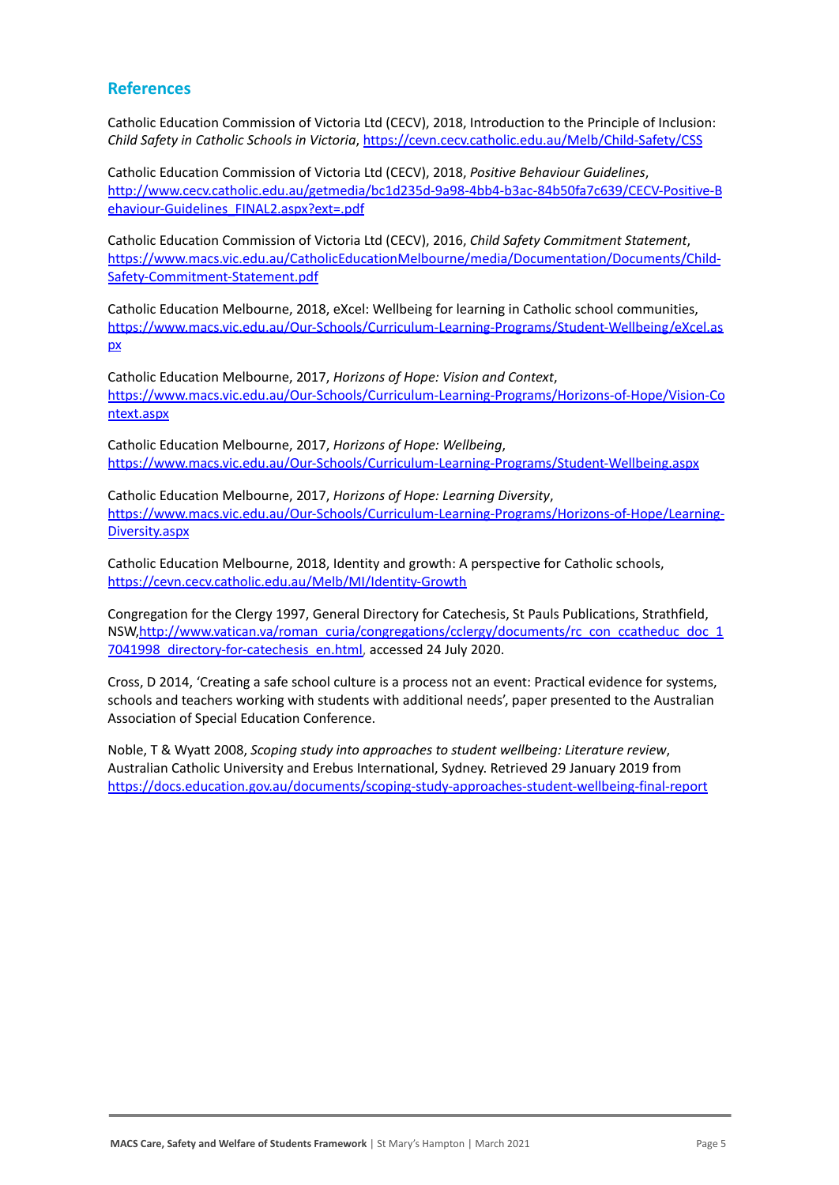## References

Catholic Education Commission of Victoria Ltd (CECV), 2018, Introduction to the Principle of Inclusion: *Child Safety in Catholic Schools in Victoria*, https://cevn.cecv.catholic.edu.au/Melb/Child-Safety/CSS

Catholic Education Commission of Victoria Ltd (CECV), 2018, *Positive Behaviour Guidelines*, http://www.cecv.catholic.edu.au/getmedia/bc1d235d-9a98-4bb4-b3ac-84b50fa7c639/CECV-Positive-Behaviour-Guidelines_FINAL2.aspx?ext=.pdf

Catholic Education Commission of Victoria Ltd (CECV), 2016, *Child Safety Commitment Statement*, https://www.macs.vic.edu.au/CatholicEducationMelbourne/media/Documentation/Documents/Child-Safety-Commitment-Statement.pdf

Catholic Education Melbourne, 2018, eXcel: Wellbeing for learning in Catholic school communities, https://www.macs.vic.edu.au/Our-Schools/Curriculum-Learning-Programs/Student-Wellbeing/eXcel.aspx

Catholic Education Melbourne, 2017, *Horizons of Hope: Vision and Context*, https://www.macs.vic.edu.au/Our-Schools/Curriculum-Learning-Programs/Horizons-of-Hope/Vision-Context.aspx

Catholic Education Melbourne, 2017, *Horizons of Hope: Wellbeing*, https://www.macs.vic.edu.au/Our-Schools/Curriculum-Learning-Programs/Student-Wellbeing.aspx

Catholic Education Melbourne, 2017, *Horizons of Hope: Learning Diversity*, https://www.macs.vic.edu.au/Our-Schools/Curriculum-Learning-Programs/Horizons-of-Hope/Learning-Diversity.aspx

Catholic Education Melbourne, 2018, Identity and growth: A perspective for Catholic schools, https://cevn.cecv.catholic.edu.au/Melb/MI/Identity-Growth

Congregation for the Clergy 1997, General Directory for Catechesis, St Pauls Publications, Strathfield, NSW,http://www.vatican.va/roman_curia/congregations/cclergy/documents/rc_con_ccatheduc_doc_17041998_directory-for-catechesis_en.html, accessed 24 July 2020.

Cross, D 2014, 'Creating a safe school culture is a process not an event: Practical evidence for systems, schools and teachers working with students with additional needs', paper presented to the Australian Association of Special Education Conference.

Noble, T & Wyatt 2008, *Scoping study into approaches to student wellbeing: Literature review*, Australian Catholic University and Erebus International, Sydney. Retrieved 29 January 2019 from https://docs.education.gov.au/documents/scoping-study-approaches-student-wellbeing-final-report